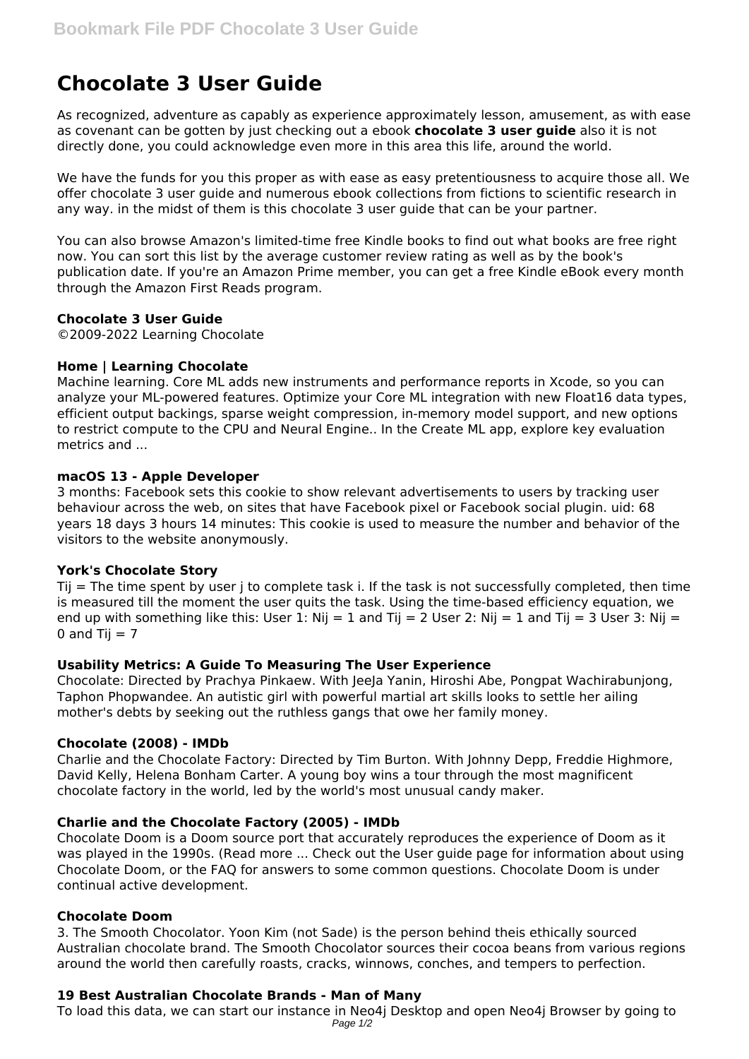# Chocolate 3 User Guide

As recognized, adventure as capably as experience approximately lesson, amusement, as with ease as covenant can be gotten by just checking out a ebook **chocolate 3 user guide** also it is not directly done, you could acknowledge even more in this area this life, around the world.

We have the funds for you this proper as with ease as easy pretentiousness to acquire those all. We offer chocolate 3 user guide and numerous ebook collections from fictions to scientific research in any way. in the midst of them is this chocolate 3 user guide that can be your partner.

You can also browse Amazon's limited-time free Kindle books to find out what books are free right now. You can sort this list by the average customer review rating as well as by the book's publication date. If you're an Amazon Prime member, you can get a free Kindle eBook every month through the Amazon First Reads program.

### Chocolate 3 User Guide

©2009-2022 Learning Chocolate

### Home | Learning Chocolate

Machine learning. Core ML adds new instruments and performance reports in Xcode, so you can analyze your ML-powered features. Optimize your Core ML integration with new Float16 data types, efficient output backings, sparse weight compression, in-memory model support, and new options to restrict compute to the CPU and Neural Engine.. In the Create ML app, explore key evaluation metrics and ...

### macOS 13 - Apple Developer

3 months: Facebook sets this cookie to show relevant advertisements to users by tracking user behaviour across the web, on sites that have Facebook pixel or Facebook social plugin. uid: 68 years 18 days 3 hours 14 minutes: This cookie is used to measure the number and behavior of the visitors to the website anonymously.

### York's Chocolate Story

$T_{ij}$ = The time spent by user j to complete task i. If the task is not successfully completed, then time is measured till the moment the user quits the task. Using the time-based efficiency equation, we end up with something like this: User 1: $N_{ij} = 1$ and $T_{ij} = 2$ User 2: $N_{ij} = 1$ and $T_{ij} = 3$ User 3: $N_{ij} = 0$ and $T_{ij} = 7$

### Usability Metrics: A Guide To Measuring The User Experience

Chocolate: Directed by Prachya Pinkaew. With JeeJa Yanin, Hiroshi Abe, Pongpat Wachirabunjong, Taphon Phopwandee. An autistic girl with powerful martial art skills looks to settle her ailing mother's debts by seeking out the ruthless gangs that owe her family money.

### Chocolate (2008) - IMDb

Charlie and the Chocolate Factory: Directed by Tim Burton. With Johnny Depp, Freddie Highmore, David Kelly, Helena Bonham Carter. A young boy wins a tour through the most magnificent chocolate factory in the world, led by the world's most unusual candy maker.

### Charlie and the Chocolate Factory (2005) - IMDb

Chocolate Doom is a Doom source port that accurately reproduces the experience of Doom as it was played in the 1990s. (Read more ... Check out the User guide page for information about using Chocolate Doom, or the FAQ for answers to some common questions. Chocolate Doom is under continual active development.

### Chocolate Doom

3. The Smooth Chocolator. Yoon Kim (not Sade) is the person behind theis ethically sourced Australian chocolate brand. The Smooth Chocolator sources their cocoa beans from various regions around the world then carefully roasts, cracks, winnows, conches, and tempers to perfection.

### 19 Best Australian Chocolate Brands - Man of Many

To load this data, we can start our instance in Neo4j Desktop and open Neo4j Browser by going to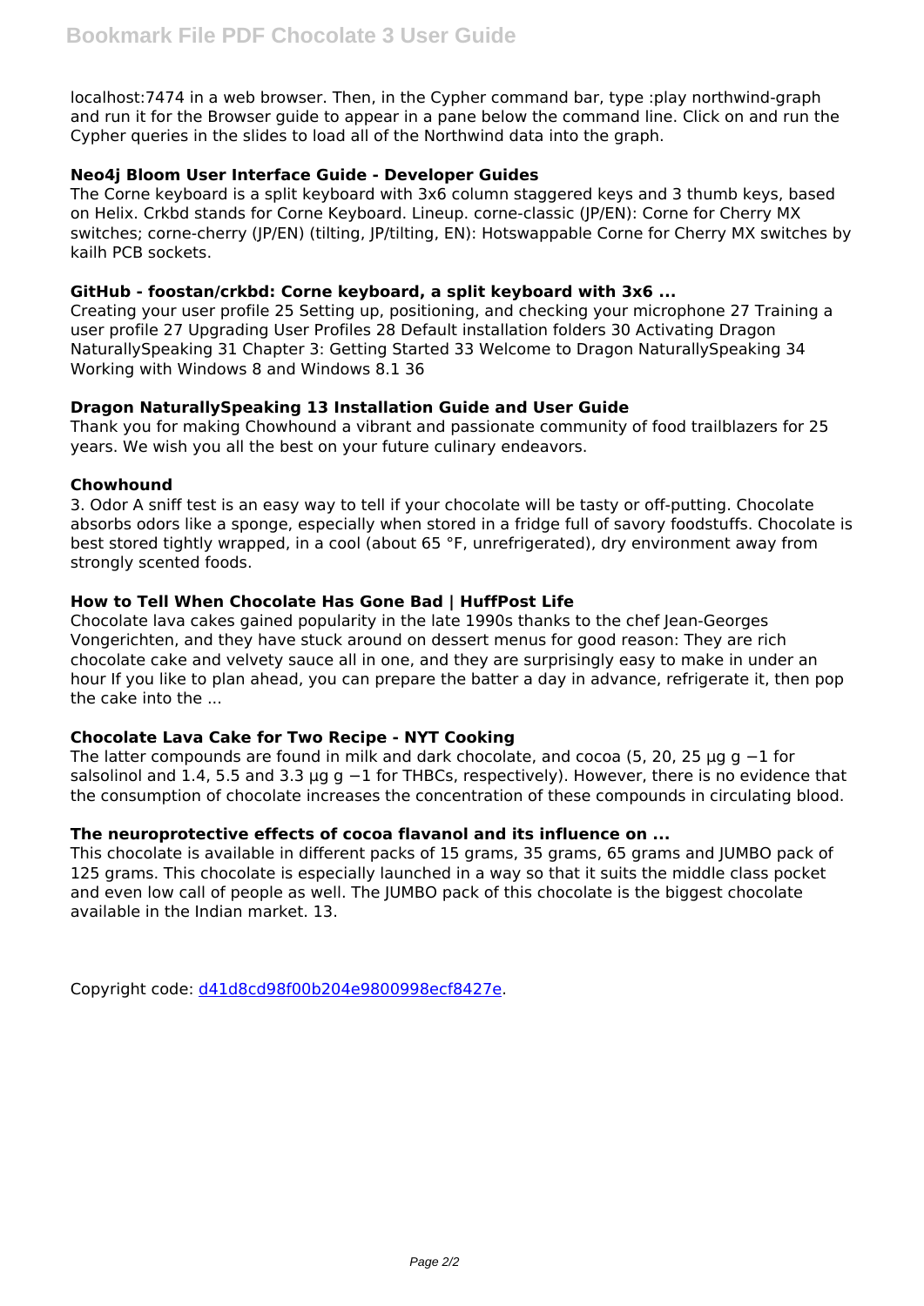localhost:7474 in a web browser. Then, in the Cypher command bar, type :play northwind-graph and run it for the Browser guide to appear in a pane below the command line. Click on and run the Cypher queries in the slides to load all of the Northwind data into the graph.

**Neo4j Bloom User Interface Guide - Developer Guides**

The Corne keyboard is a split keyboard with 3x6 column staggered keys and 3 thumb keys, based on Helix. Crkbd stands for Corne Keyboard. Lineup. corne-classic (JP/EN): Corne for Cherry MX switches; corne-cherry (JP/EN) (tilting, JP/tilting, EN): Hotswappable Corne for Cherry MX switches by kailh PCB sockets.

**GitHub - foostan/crkbd: Corne keyboard, a split keyboard with 3x6 ...**

Creating your user profile 25 Setting up, positioning, and checking your microphone 27 Training a user profile 27 Upgrading User Profiles 28 Default installation folders 30 Activating Dragon NaturallySpeaking 31 Chapter 3: Getting Started 33 Welcome to Dragon NaturallySpeaking 34 Working with Windows 8 and Windows 8.1 36

**Dragon NaturallySpeaking 13 Installation Guide and User Guide**

Thank you for making Chowhound a vibrant and passionate community of food trailblazers for 25 years. We wish you all the best on your future culinary endeavors.

**Chowhound**

3. Odor A sniff test is an easy way to tell if your chocolate will be tasty or off-putting. Chocolate absorbs odors like a sponge, especially when stored in a fridge full of savory foodstuffs. Chocolate is best stored tightly wrapped, in a cool (about 65 °F, unrefrigerated), dry environment away from strongly scented foods.

**How to Tell When Chocolate Has Gone Bad | HuffPost Life**

Chocolate lava cakes gained popularity in the late 1990s thanks to the chef Jean-Georges Vongerichten, and they have stuck around on dessert menus for good reason: They are rich chocolate cake and velvety sauce all in one, and they are surprisingly easy to make in under an hour If you like to plan ahead, you can prepare the batter a day in advance, refrigerate it, then pop the cake into the ...

**Chocolate Lava Cake for Two Recipe - NYT Cooking**

The latter compounds are found in milk and dark chocolate, and cocoa (5, 20, 25 $\mu g\ g^{-1}$ for salsolinol and 1.4, 5.5 and 3.3 $\mu g\ g^{-1}$ for THBCs, respectively). However, there is no evidence that the consumption of chocolate increases the concentration of these compounds in circulating blood.

**The neuroprotective effects of cocoa flavanol and its influence on ...**

This chocolate is available in different packs of 15 grams, 35 grams, 65 grams and JUMBO pack of 125 grams. This chocolate is especially launched in a way so that it suits the middle class pocket and even low call of people as well. The JUMBO pack of this chocolate is the biggest chocolate available in the Indian market. 13.

Copyright code: d41d8cd98f00b204e9800998ecf8427e.